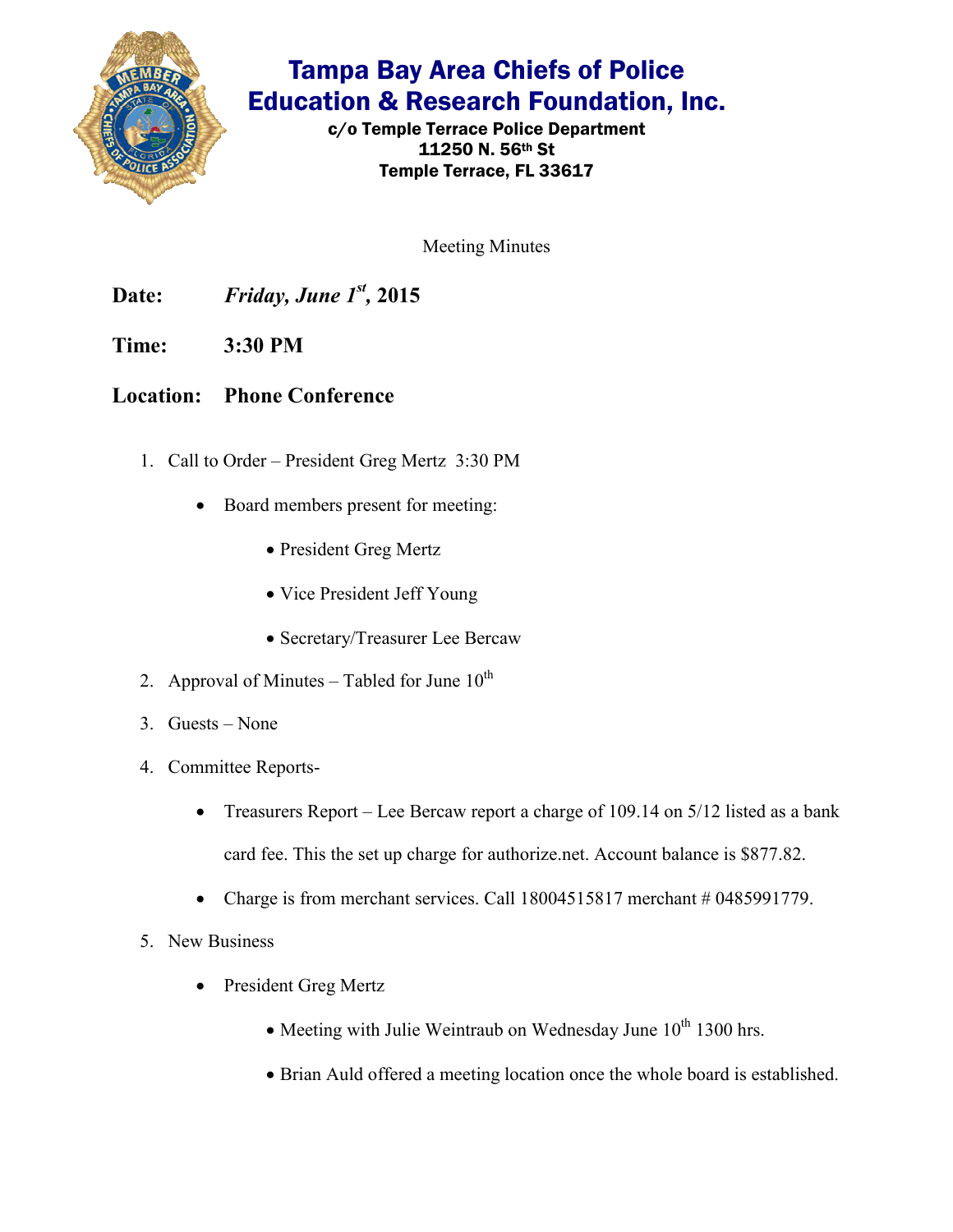# Tampa Bay Area Chiefs of Police Education & Research Foundation, Inc.

**c/o Temple Terrace Police Department**
**11250 N. 56th St**
**Temple Terrace, FL 33617**

Meeting Minutes

**Date:** ***Friday, June 1st*, 2015**

**Time:** **3:30 PM**

**Location:** **Phone Conference**

1. Call to Order – President Greg Mertz 3:30 PM
   - Board members present for meeting:
     - President Greg Mertz
     - Vice President Jeff Young
     - Secretary/Treasurer Lee Bercaw
2. Approval of Minutes – Tabled for June 10th
3. Guests – None
4. Committee Reports-
   - Treasurers Report – Lee Bercaw report a charge of 109.14 on 5/12 listed as a bank card fee. This the set up charge for authorize.net. Account balance is $877.82.
   - Charge is from merchant services. Call 18004515817 merchant # 0485991779.
5. New Business
   - President Greg Mertz
     - Meeting with Julie Weintraub on Wednesday June 10th 1300 hrs.
     - Brian Auld offered a meeting location once the whole board is established.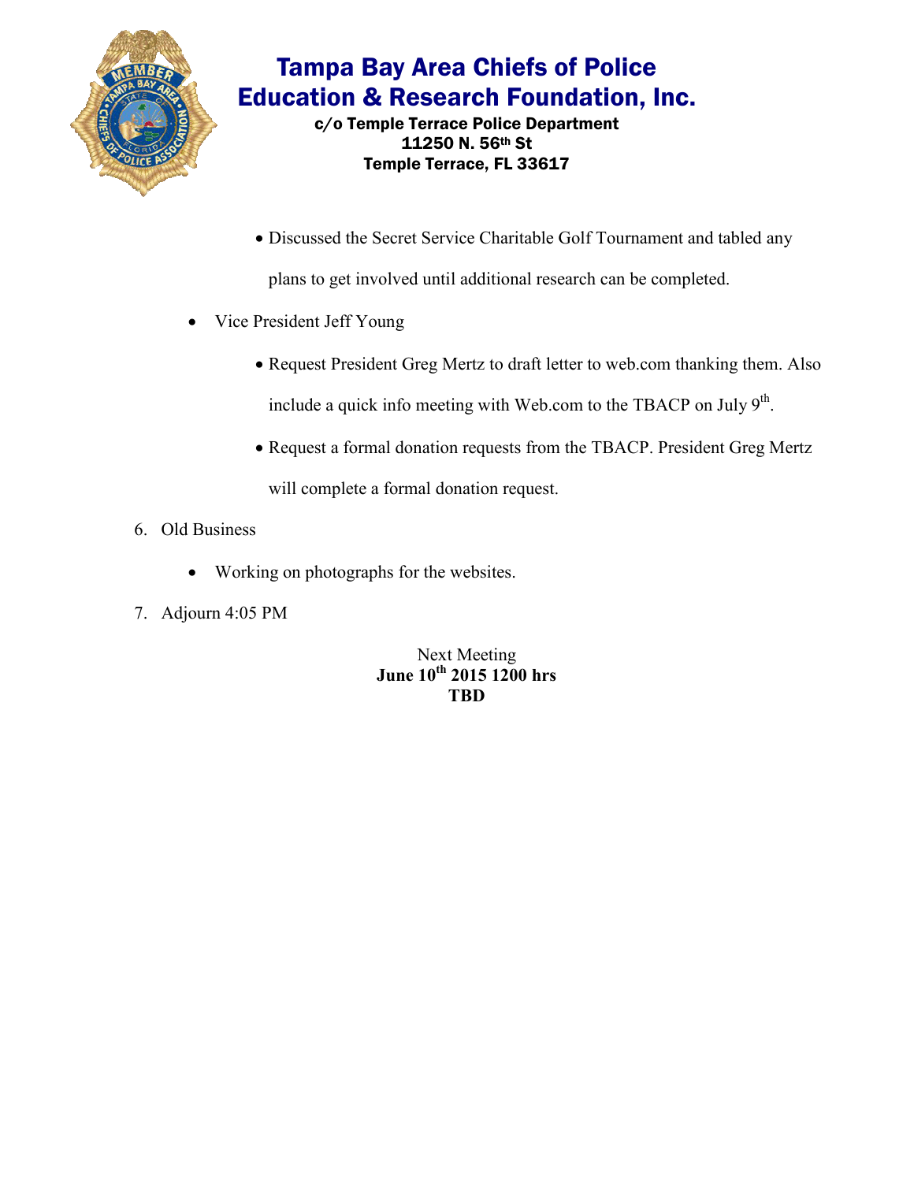# Tampa Bay Area Chiefs of Police Education & Research Foundation, Inc.

**c/o Temple Terrace Police Department**
**11250 N. 56th St**
**Temple Terrace, FL 33617**

    - Discussed the Secret Service Charitable Golf Tournament and tabled any plans to get involved until additional research can be completed.

- Vice President Jeff Young
    - Request President Greg Mertz to draft letter to web.com thanking them. Also include a quick info meeting with Web.com to the TBACP on July 9th.
    - Request a formal donation requests from the TBACP. President Greg Mertz will complete a formal donation request.

6. Old Business
    - Working on photographs for the websites.

7. Adjourn 4:05 PM

Next Meeting
**June 10th 2015 1200 hrs**
**TBD**